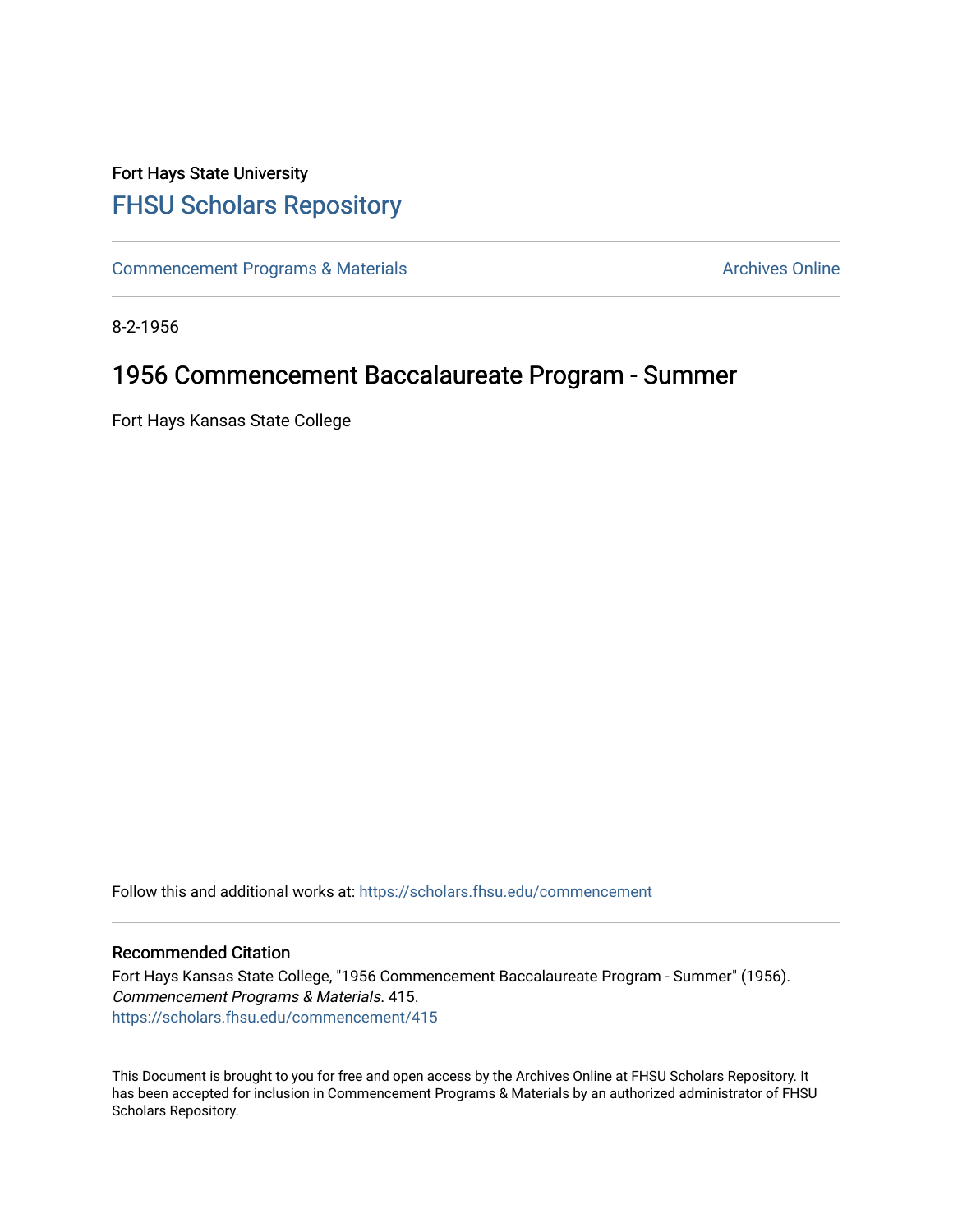Fort Hays State University

# FHSU Scholars Repository

Commencement Programs & Materials | Archives Online

8-2-1956

## 1956 Commencement Baccalaureate Program - Summer

Fort Hays Kansas State College

Follow this and additional works at: https://scholars.fhsu.edu/commencement

### Recommended Citation

Fort Hays Kansas State College, "1956 Commencement Baccalaureate Program - Summer" (1956). *Commencement Programs & Materials*. 415.
https://scholars.fhsu.edu/commencement/415

This Document is brought to you for free and open access by the Archives Online at FHSU Scholars Repository. It has been accepted for inclusion in Commencement Programs & Materials by an authorized administrator of FHSU Scholars Repository.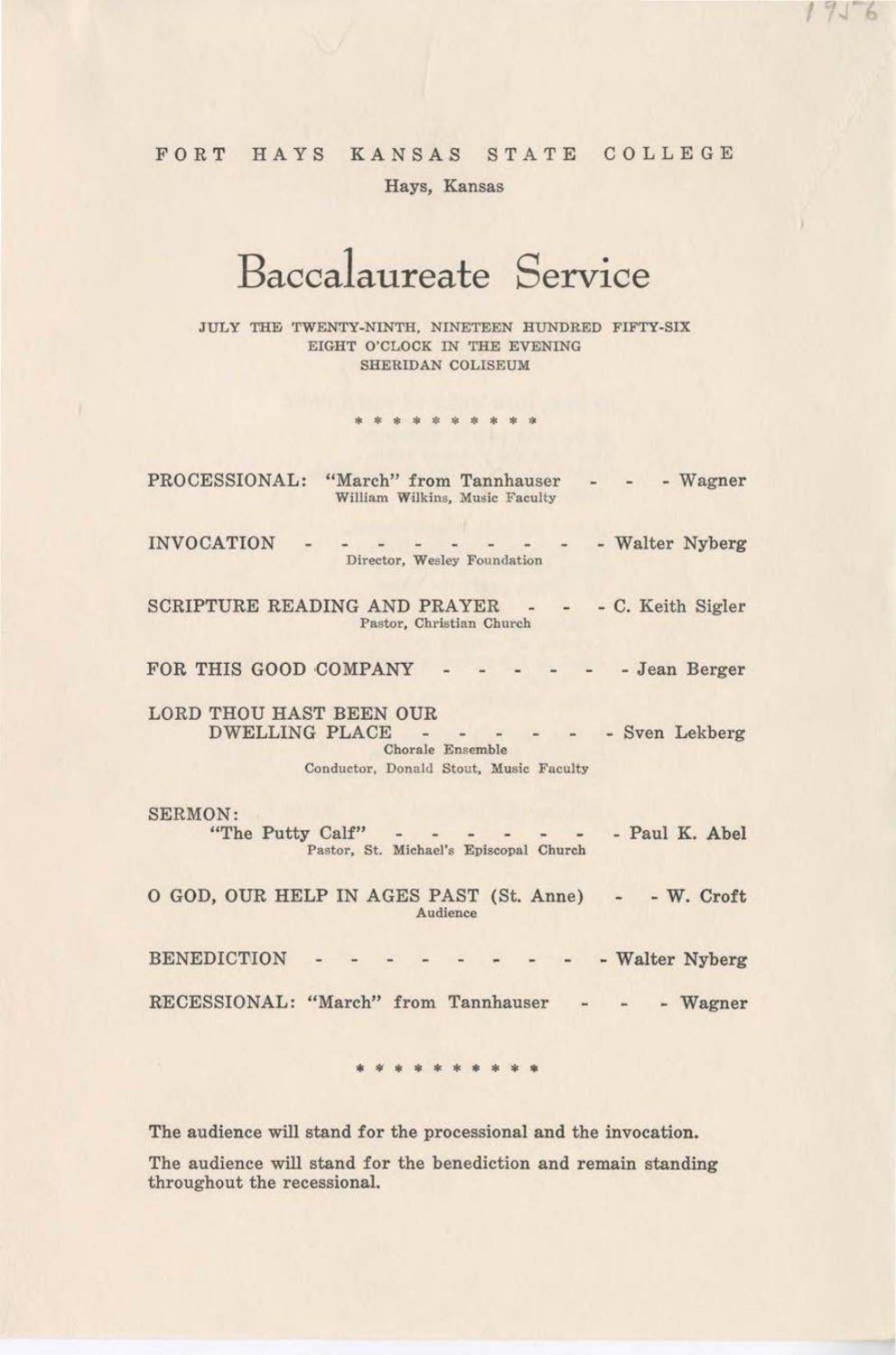FORT HAYS KANSAS STATE COLLEGE

Hays, Kansas

# Baccalaureate Service

JULY THE TWENTY-NINTH, NINETEEN HUNDRED FIFTY-SIX
EIGHT O'CLOCK IN THE EVENING
SHERIDAN COLISEUM

* * * * * * * * * *

PROCESSIONAL: "March" from Tannhauser - - - Wagner
William Wilkins, Music Faculty

INVOCATION - - - - - - - - - - Walter Nyberg
Director, Wesley Foundation

SCRIPTURE READING AND PRAYER - - - C. Keith Sigler
Pastor, Christian Church

FOR THIS GOOD COMPANY - - - - - - Jean Berger

LORD THOU HAST BEEN OUR
DWELLING PLACE - - - - - - Sven Lekberg
Chorale Ensemble
Conductor, Donald Stout, Music Faculty

SERMON:
"The Putty Calf" - - - - - - - Paul K. Abel
Pastor, St. Michael's Episcopal Church

O GOD, OUR HELP IN AGES PAST (St. Anne) - - W. Croft
Audience

BENEDICTION - - - - - - - - - - Walter Nyberg

RECESSIONAL: "March" from Tannhauser - - - Wagner

* * * * * * * * * *

The audience will stand for the processional and the invocation.

The audience will stand for the benediction and remain standing throughout the recessional.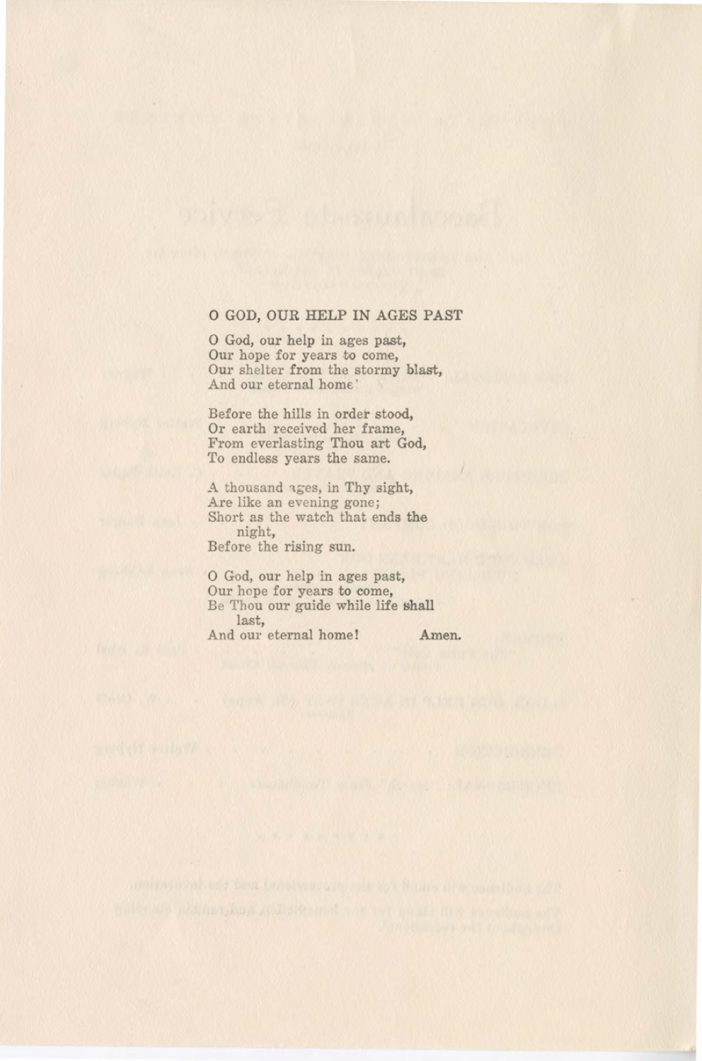## O GOD, OUR HELP IN AGES PAST

O God, our help in ages past,
Our hope for years to come,
Our shelter from the stormy blast,
And our eternal home!

Before the hills in order stood,
Or earth received her frame,
From everlasting Thou art God,
To endless years the same.

A thousand ages, in Thy sight,
Are like an evening gone;
Short as the watch that ends the
night,
Before the rising sun.

O God, our help in ages past,
Our hope for years to come,
Be Thou our guide while life shall
last,
And our eternal home! Amen.